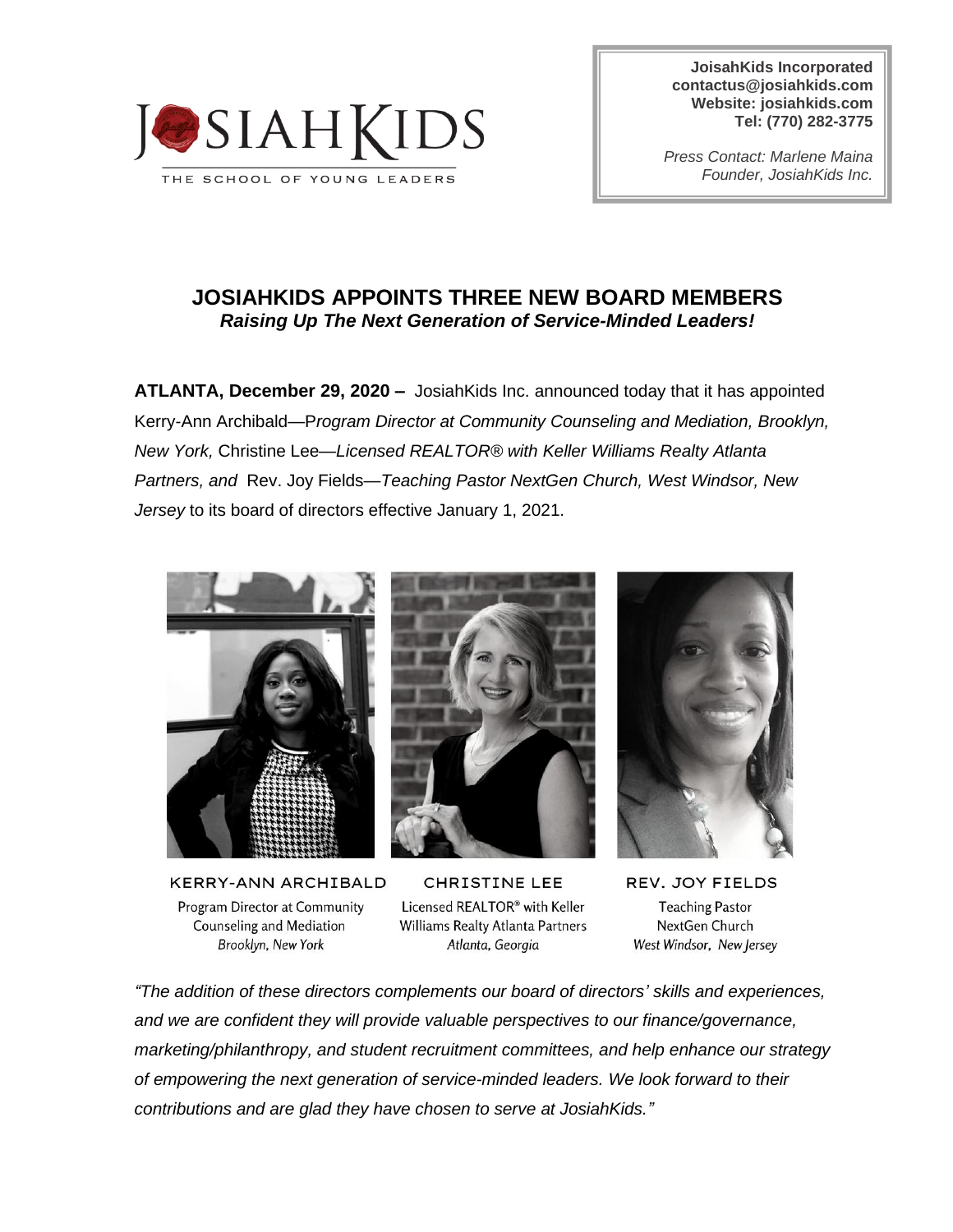JOSIAHKIDS
THE SCHOOL OF YOUNG LEADERS

**JoisahKids Incorporated**
**contactus@josiahkids.com**
**Website: josiahkids.com**
**Tel: (770) 282-3775**

*Press Contact: Marlene Maina*
*Founder, JosiahKids Inc.*

# JOSIAHKIDS APPOINTS THREE NEW BOARD MEMBERS

## *Raising Up The Next Generation of Service-Minded Leaders!*

**ATLANTA, December 29, 2020 –** JosiahKids Inc. announced today that it has appointed Kerry-Ann Archibald—P*rogram Director at Community Counseling and Mediation, Brooklyn, New York,* Christine Lee—*Licensed REALTOR® with Keller Williams Realty Atlanta Partners, and* Rev. Joy Fields—*Teaching Pastor NextGen Church, West Windsor, New Jersey* to its board of directors effective January 1, 2021.

KERRY-ANN ARCHIBALD
Program Director at Community Counseling and Mediation
*Brooklyn, New York*

CHRISTINE LEE
Licensed REALTOR® with Keller Williams Realty Atlanta Partners
*Atlanta, Georgia*

REV. JOY FIELDS
Teaching Pastor
NextGen Church
*West Windsor, New Jersey*

*"The addition of these directors complements our board of directors' skills and experiences, and we are confident they will provide valuable perspectives to our finance/governance, marketing/philanthropy, and student recruitment committees, and help enhance our strategy of empowering the next generation of service-minded leaders. We look forward to their contributions and are glad they have chosen to serve at JosiahKids."*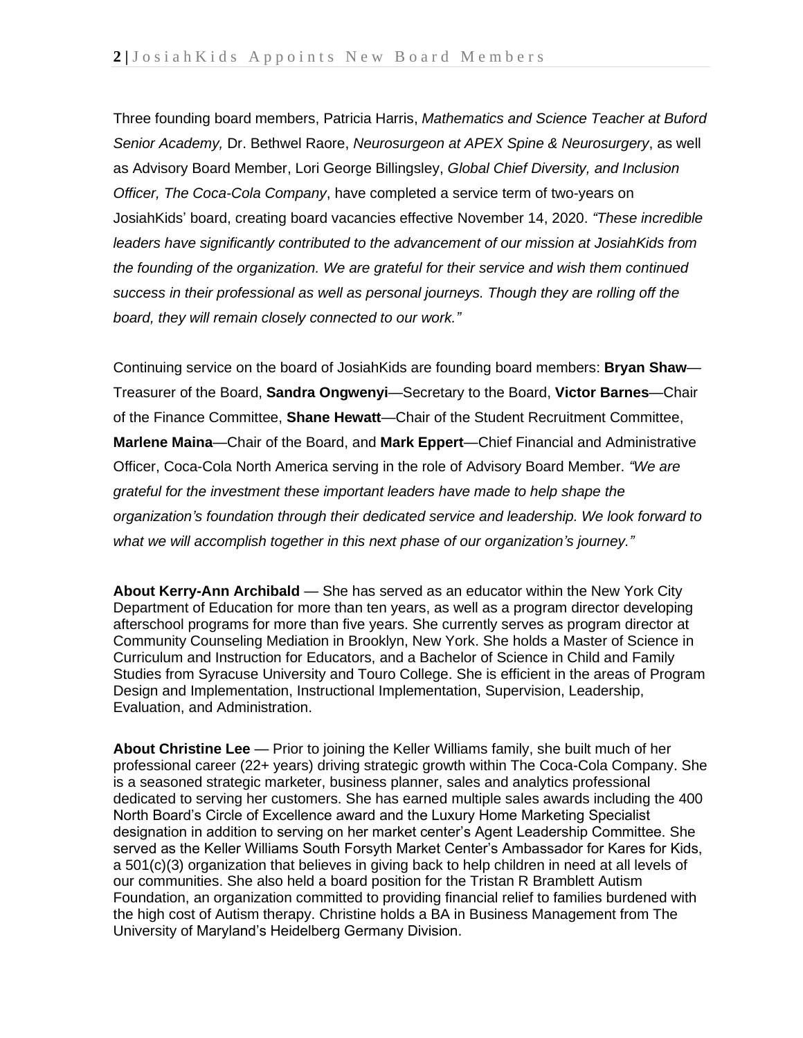Three founding board members, Patricia Harris, *Mathematics and Science Teacher at Buford Senior Academy,* Dr. Bethwel Raore, *Neurosurgeon at APEX Spine & Neurosurgery*, as well as Advisory Board Member, Lori George Billingsley, *Global Chief Diversity, and Inclusion Officer, The Coca-Cola Company*, have completed a service term of two-years on JosiahKids' board, creating board vacancies effective November 14, 2020. *"These incredible leaders have significantly contributed to the advancement of our mission at JosiahKids from the founding of the organization. We are grateful for their service and wish them continued success in their professional as well as personal journeys. Though they are rolling off the board, they will remain closely connected to our work."*

Continuing service on the board of JosiahKids are founding board members: **Bryan Shaw**—Treasurer of the Board, **Sandra Ongwenyi**—Secretary to the Board, **Victor Barnes**—Chair of the Finance Committee, **Shane Hewatt**—Chair of the Student Recruitment Committee, **Marlene Maina**—Chair of the Board, and **Mark Eppert**—Chief Financial and Administrative Officer, Coca-Cola North America serving in the role of Advisory Board Member. *"We are grateful for the investment these important leaders have made to help shape the organization's foundation through their dedicated service and leadership. We look forward to what we will accomplish together in this next phase of our organization's journey."*

**About Kerry-Ann Archibald** — She has served as an educator within the New York City Department of Education for more than ten years, as well as a program director developing afterschool programs for more than five years. She currently serves as program director at Community Counseling Mediation in Brooklyn, New York. She holds a Master of Science in Curriculum and Instruction for Educators, and a Bachelor of Science in Child and Family Studies from Syracuse University and Touro College. She is efficient in the areas of Program Design and Implementation, Instructional Implementation, Supervision, Leadership, Evaluation, and Administration.

**About Christine Lee** — Prior to joining the Keller Williams family, she built much of her professional career (22+ years) driving strategic growth within The Coca-Cola Company. She is a seasoned strategic marketer, business planner, sales and analytics professional dedicated to serving her customers. She has earned multiple sales awards including the 400 North Board's Circle of Excellence award and the Luxury Home Marketing Specialist designation in addition to serving on her market center's Agent Leadership Committee. She served as the Keller Williams South Forsyth Market Center's Ambassador for Kares for Kids, a 501(c)(3) organization that believes in giving back to help children in need at all levels of our communities. She also held a board position for the Tristan R Bramblett Autism Foundation, an organization committed to providing financial relief to families burdened with the high cost of Autism therapy. Christine holds a BA in Business Management from The University of Maryland's Heidelberg Germany Division.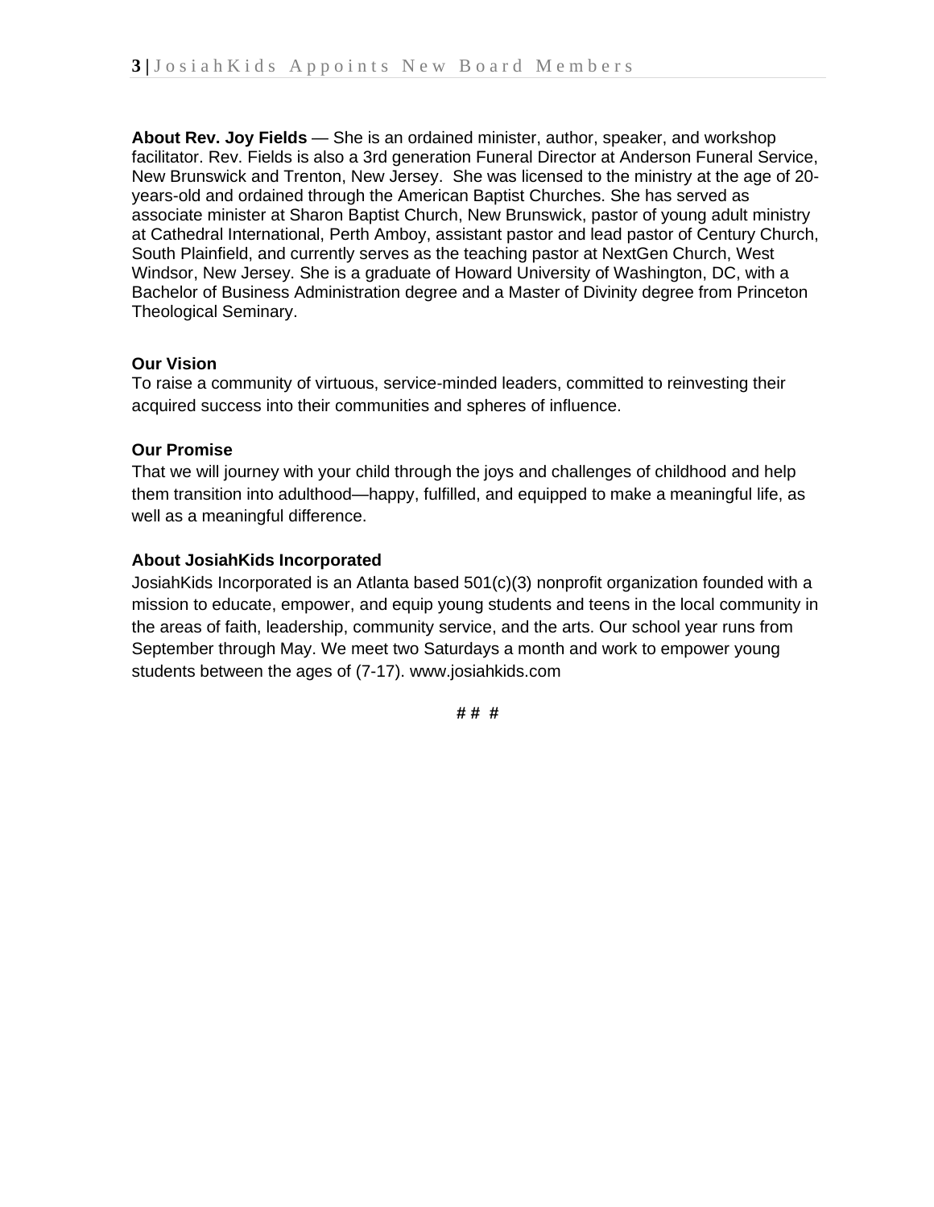**About Rev. Joy Fields** — She is an ordained minister, author, speaker, and workshop facilitator. Rev. Fields is also a 3rd generation Funeral Director at Anderson Funeral Service, New Brunswick and Trenton, New Jersey. She was licensed to the ministry at the age of 20-years-old and ordained through the American Baptist Churches. She has served as associate minister at Sharon Baptist Church, New Brunswick, pastor of young adult ministry at Cathedral International, Perth Amboy, assistant pastor and lead pastor of Century Church, South Plainfield, and currently serves as the teaching pastor at NextGen Church, West Windsor, New Jersey. She is a graduate of Howard University of Washington, DC, with a Bachelor of Business Administration degree and a Master of Divinity degree from Princeton Theological Seminary.

**Our Vision**

To raise a community of virtuous, service-minded leaders, committed to reinvesting their acquired success into their communities and spheres of influence.

**Our Promise**

That we will journey with your child through the joys and challenges of childhood and help them transition into adulthood—happy, fulfilled, and equipped to make a meaningful life, as well as a meaningful difference.

**About JosiahKids Incorporated**

JosiahKids Incorporated is an Atlanta based 501(c)(3) nonprofit organization founded with a mission to educate, empower, and equip young students and teens in the local community in the areas of faith, leadership, community service, and the arts. Our school year runs from September through May. We meet two Saturdays a month and work to empower young students between the ages of (7-17). www.josiahkids.com

**# # #**